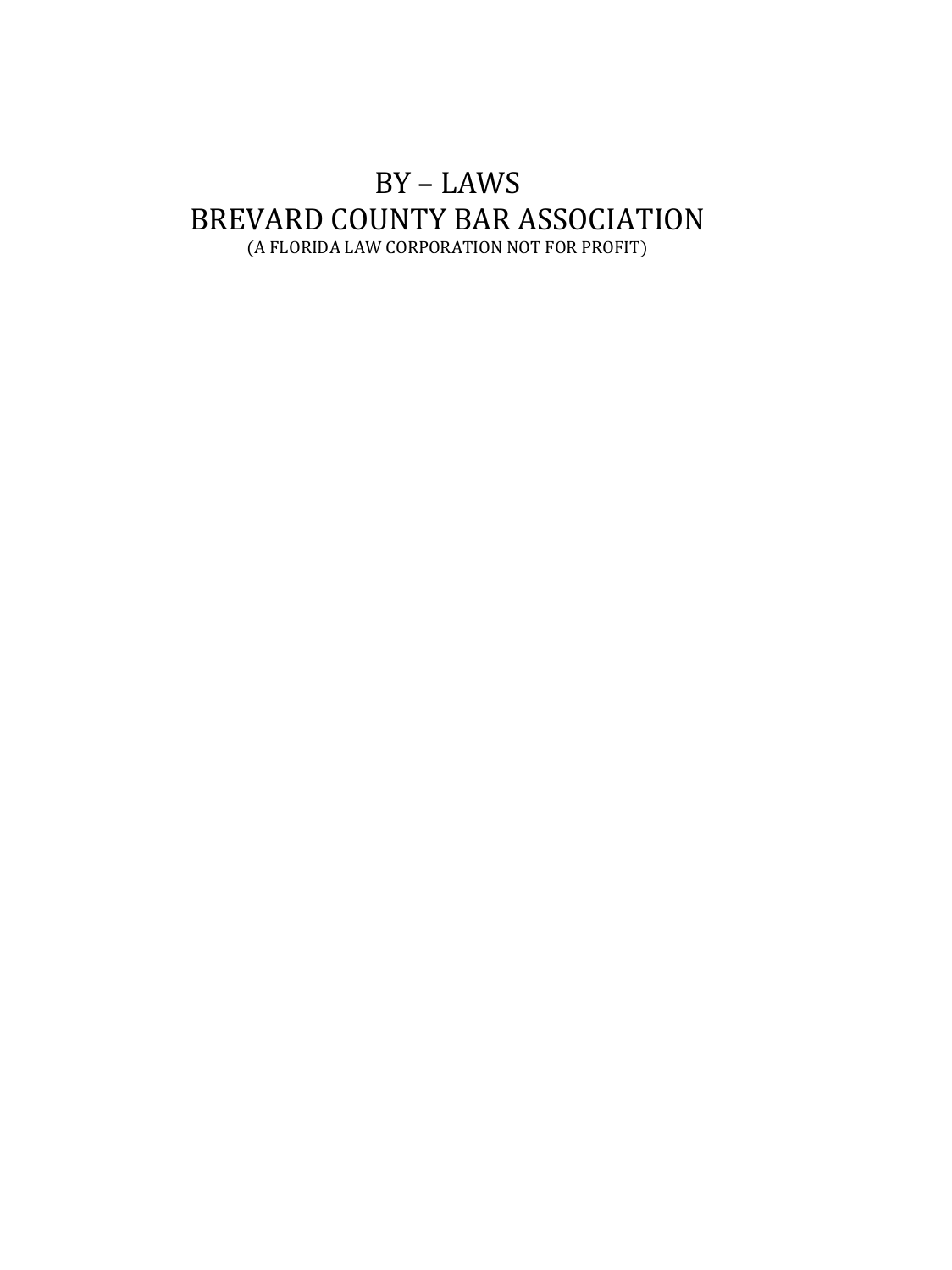# BY – LAWS
# BREVARD COUNTY BAR ASSOCIATION

(A FLORIDA LAW CORPORATION NOT FOR PROFIT)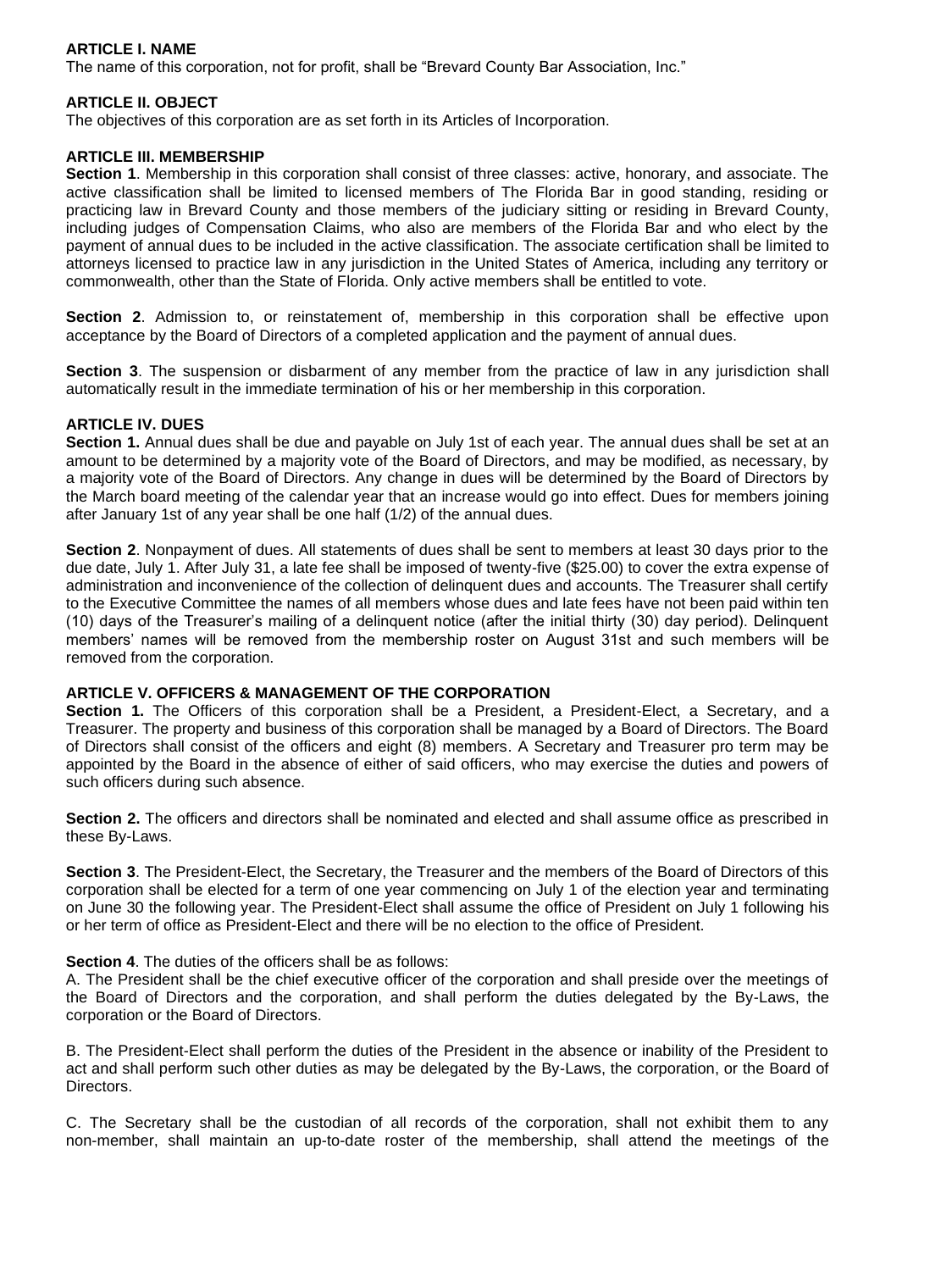**ARTICLE I. NAME**

The name of this corporation, not for profit, shall be "Brevard County Bar Association, Inc."

**ARTICLE II. OBJECT**

The objectives of this corporation are as set forth in its Articles of Incorporation.

**ARTICLE III. MEMBERSHIP**

**Section 1**. Membership in this corporation shall consist of three classes: active, honorary, and associate. The active classification shall be limited to licensed members of The Florida Bar in good standing, residing or practicing law in Brevard County and those members of the judiciary sitting or residing in Brevard County, including judges of Compensation Claims, who also are members of the Florida Bar and who elect by the payment of annual dues to be included in the active classification. The associate certification shall be limited to attorneys licensed to practice law in any jurisdiction in the United States of America, including any territory or commonwealth, other than the State of Florida. Only active members shall be entitled to vote.

**Section 2**. Admission to, or reinstatement of, membership in this corporation shall be effective upon acceptance by the Board of Directors of a completed application and the payment of annual dues.

**Section 3**. The suspension or disbarment of any member from the practice of law in any jurisdiction shall automatically result in the immediate termination of his or her membership in this corporation.

**ARTICLE IV. DUES**

**Section 1.** Annual dues shall be due and payable on July 1st of each year. The annual dues shall be set at an amount to be determined by a majority vote of the Board of Directors, and may be modified, as necessary, by a majority vote of the Board of Directors. Any change in dues will be determined by the Board of Directors by the March board meeting of the calendar year that an increase would go into effect. Dues for members joining after January 1st of any year shall be one half (1/2) of the annual dues.

**Section 2**. Nonpayment of dues. All statements of dues shall be sent to members at least 30 days prior to the due date, July 1. After July 31, a late fee shall be imposed of twenty-five ($25.00) to cover the extra expense of administration and inconvenience of the collection of delinquent dues and accounts. The Treasurer shall certify to the Executive Committee the names of all members whose dues and late fees have not been paid within ten (10) days of the Treasurer's mailing of a delinquent notice (after the initial thirty (30) day period). Delinquent members' names will be removed from the membership roster on August 31st and such members will be removed from the corporation.

**ARTICLE V. OFFICERS & MANAGEMENT OF THE CORPORATION**

**Section 1.** The Officers of this corporation shall be a President, a President-Elect, a Secretary, and a Treasurer. The property and business of this corporation shall be managed by a Board of Directors. The Board of Directors shall consist of the officers and eight (8) members. A Secretary and Treasurer pro term may be appointed by the Board in the absence of either of said officers, who may exercise the duties and powers of such officers during such absence.

**Section 2.** The officers and directors shall be nominated and elected and shall assume office as prescribed in these By-Laws.

**Section 3**. The President-Elect, the Secretary, the Treasurer and the members of the Board of Directors of this corporation shall be elected for a term of one year commencing on July 1 of the election year and terminating on June 30 the following year. The President-Elect shall assume the office of President on July 1 following his or her term of office as President-Elect and there will be no election to the office of President.

**Section 4**. The duties of the officers shall be as follows:

A. The President shall be the chief executive officer of the corporation and shall preside over the meetings of the Board of Directors and the corporation, and shall perform the duties delegated by the By-Laws, the corporation or the Board of Directors.

B. The President-Elect shall perform the duties of the President in the absence or inability of the President to act and shall perform such other duties as may be delegated by the By-Laws, the corporation, or the Board of Directors.

C. The Secretary shall be the custodian of all records of the corporation, shall not exhibit them to any non-member, shall maintain an up-to-date roster of the membership, shall attend the meetings of the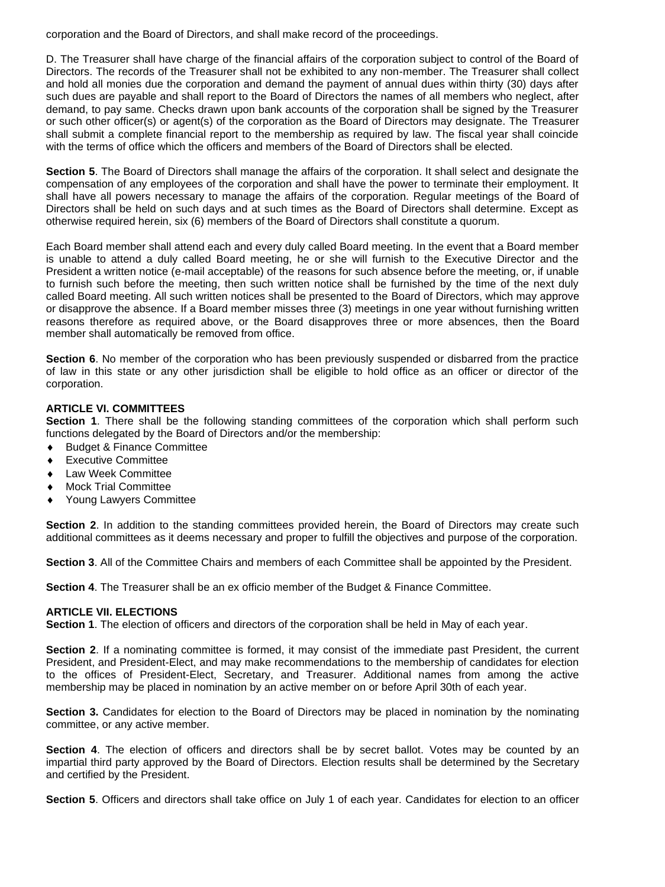corporation and the Board of Directors, and shall make record of the proceedings.

D. The Treasurer shall have charge of the financial affairs of the corporation subject to control of the Board of Directors. The records of the Treasurer shall not be exhibited to any non-member. The Treasurer shall collect and hold all monies due the corporation and demand the payment of annual dues within thirty (30) days after such dues are payable and shall report to the Board of Directors the names of all members who neglect, after demand, to pay same. Checks drawn upon bank accounts of the corporation shall be signed by the Treasurer or such other officer(s) or agent(s) of the corporation as the Board of Directors may designate. The Treasurer shall submit a complete financial report to the membership as required by law. The fiscal year shall coincide with the terms of office which the officers and members of the Board of Directors shall be elected.

**Section 5**. The Board of Directors shall manage the affairs of the corporation. It shall select and designate the compensation of any employees of the corporation and shall have the power to terminate their employment. It shall have all powers necessary to manage the affairs of the corporation. Regular meetings of the Board of Directors shall be held on such days and at such times as the Board of Directors shall determine. Except as otherwise required herein, six (6) members of the Board of Directors shall constitute a quorum.

Each Board member shall attend each and every duly called Board meeting. In the event that a Board member is unable to attend a duly called Board meeting, he or she will furnish to the Executive Director and the President a written notice (e-mail acceptable) of the reasons for such absence before the meeting, or, if unable to furnish such before the meeting, then such written notice shall be furnished by the time of the next duly called Board meeting. All such written notices shall be presented to the Board of Directors, which may approve or disapprove the absence. If a Board member misses three (3) meetings in one year without furnishing written reasons therefore as required above, or the Board disapproves three or more absences, then the Board member shall automatically be removed from office.

**Section 6**. No member of the corporation who has been previously suspended or disbarred from the practice of law in this state or any other jurisdiction shall be eligible to hold office as an officer or director of the corporation.

**ARTICLE VI. COMMITTEES**

**Section 1**. There shall be the following standing committees of the corporation which shall perform such functions delegated by the Board of Directors and/or the membership:

- Budget & Finance Committee
- Executive Committee
- Law Week Committee
- Mock Trial Committee
- Young Lawyers Committee

**Section 2**. In addition to the standing committees provided herein, the Board of Directors may create such additional committees as it deems necessary and proper to fulfill the objectives and purpose of the corporation.

**Section 3**. All of the Committee Chairs and members of each Committee shall be appointed by the President.

**Section 4**. The Treasurer shall be an ex officio member of the Budget & Finance Committee.

**ARTICLE VII. ELECTIONS**

**Section 1**. The election of officers and directors of the corporation shall be held in May of each year.

**Section 2**. If a nominating committee is formed, it may consist of the immediate past President, the current President, and President-Elect, and may make recommendations to the membership of candidates for election to the offices of President-Elect, Secretary, and Treasurer. Additional names from among the active membership may be placed in nomination by an active member on or before April 30th of each year.

**Section 3.** Candidates for election to the Board of Directors may be placed in nomination by the nominating committee, or any active member.

**Section 4**. The election of officers and directors shall be by secret ballot. Votes may be counted by an impartial third party approved by the Board of Directors. Election results shall be determined by the Secretary and certified by the President.

**Section 5**. Officers and directors shall take office on July 1 of each year. Candidates for election to an officer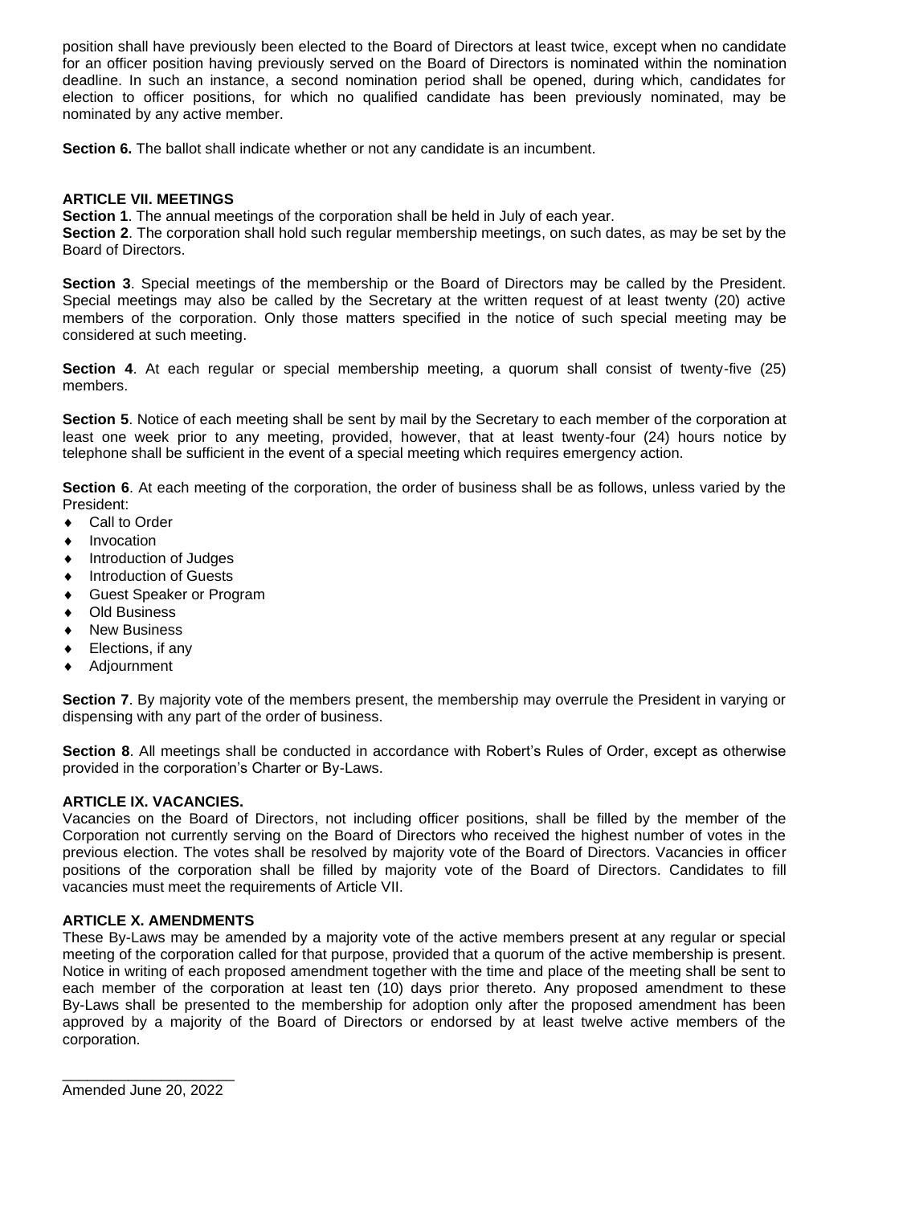position shall have previously been elected to the Board of Directors at least twice, except when no candidate for an officer position having previously served on the Board of Directors is nominated within the nomination deadline. In such an instance, a second nomination period shall be opened, during which, candidates for election to officer positions, for which no qualified candidate has been previously nominated, may be nominated by any active member.

**Section 6.** The ballot shall indicate whether or not any candidate is an incumbent.

## ARTICLE VII. MEETINGS

**Section 1**. The annual meetings of the corporation shall be held in July of each year.

**Section 2**. The corporation shall hold such regular membership meetings, on such dates, as may be set by the Board of Directors.

**Section 3**. Special meetings of the membership or the Board of Directors may be called by the President. Special meetings may also be called by the Secretary at the written request of at least twenty (20) active members of the corporation. Only those matters specified in the notice of such special meeting may be considered at such meeting.

**Section 4**. At each regular or special membership meeting, a quorum shall consist of twenty-five (25) members.

**Section 5**. Notice of each meeting shall be sent by mail by the Secretary to each member of the corporation at least one week prior to any meeting, provided, however, that at least twenty-four (24) hours notice by telephone shall be sufficient in the event of a special meeting which requires emergency action.

**Section 6**. At each meeting of the corporation, the order of business shall be as follows, unless varied by the President:

- Call to Order
- Invocation
- Introduction of Judges
- Introduction of Guests
- Guest Speaker or Program
- Old Business
- New Business
- Elections, if any
- Adjournment

**Section 7**. By majority vote of the members present, the membership may overrule the President in varying or dispensing with any part of the order of business.

**Section 8**. All meetings shall be conducted in accordance with Robert's Rules of Order, except as otherwise provided in the corporation's Charter or By-Laws.

## ARTICLE IX. VACANCIES.

Vacancies on the Board of Directors, not including officer positions, shall be filled by the member of the Corporation not currently serving on the Board of Directors who received the highest number of votes in the previous election. The votes shall be resolved by majority vote of the Board of Directors. Vacancies in officer positions of the corporation shall be filled by majority vote of the Board of Directors. Candidates to fill vacancies must meet the requirements of Article VII.

## ARTICLE X. AMENDMENTS

These By-Laws may be amended by a majority vote of the active members present at any regular or special meeting of the corporation called for that purpose, provided that a quorum of the active membership is present. Notice in writing of each proposed amendment together with the time and place of the meeting shall be sent to each member of the corporation at least ten (10) days prior thereto. Any proposed amendment to these By-Laws shall be presented to the membership for adoption only after the proposed amendment has been approved by a majority of the Board of Directors or endorsed by at least twelve active members of the corporation.

\_\_\_\_\_\_\_\_\_\_\_\_\_\_\_\_\_\_\_\_

Amended June 20, 2022